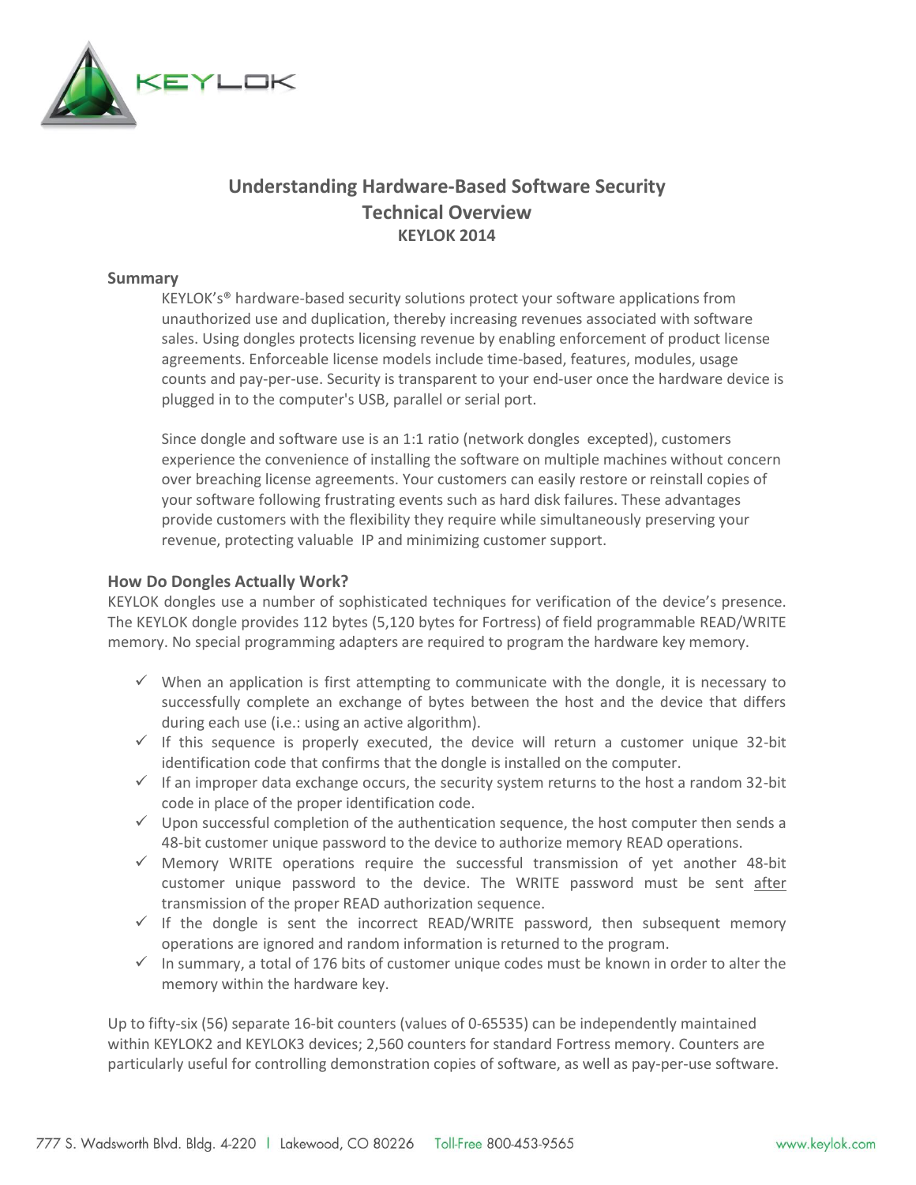# Understanding Hardware-Based Software Security
## Technical Overview
### KEYLOK 2014

### Summary

KEYLOK's® hardware-based security solutions protect your software applications from unauthorized use and duplication, thereby increasing revenues associated with software sales. Using dongles protects licensing revenue by enabling enforcement of product license agreements. Enforceable license models include time-based, features, modules, usage counts and pay-per-use. Security is transparent to your end-user once the hardware device is plugged in to the computer's USB, parallel or serial port.

Since dongle and software use is an 1:1 ratio (network dongles excepted), customers experience the convenience of installing the software on multiple machines without concern over breaching license agreements. Your customers can easily restore or reinstall copies of your software following frustrating events such as hard disk failures. These advantages provide customers with the flexibility they require while simultaneously preserving your revenue, protecting valuable IP and minimizing customer support.

### How Do Dongles Actually Work?

KEYLOK dongles use a number of sophisticated techniques for verification of the device's presence. The KEYLOK dongle provides 112 bytes (5,120 bytes for Fortress) of field programmable READ/WRITE memory. No special programming adapters are required to program the hardware key memory.

- ✓ When an application is first attempting to communicate with the dongle, it is necessary to successfully complete an exchange of bytes between the host and the device that differs during each use (i.e.: using an active algorithm).
- ✓ If this sequence is properly executed, the device will return a customer unique 32-bit identification code that confirms that the dongle is installed on the computer.
- ✓ If an improper data exchange occurs, the security system returns to the host a random 32-bit code in place of the proper identification code.
- ✓ Upon successful completion of the authentication sequence, the host computer then sends a 48-bit customer unique password to the device to authorize memory READ operations.
- ✓ Memory WRITE operations require the successful transmission of yet another 48-bit customer unique password to the device. The WRITE password must be sent after transmission of the proper READ authorization sequence.
- ✓ If the dongle is sent the incorrect READ/WRITE password, then subsequent memory operations are ignored and random information is returned to the program.
- ✓ In summary, a total of 176 bits of customer unique codes must be known in order to alter the memory within the hardware key.

Up to fifty-six (56) separate 16-bit counters (values of 0-65535) can be independently maintained within KEYLOK2 and KEYLOK3 devices; 2,560 counters for standard Fortress memory. Counters are particularly useful for controlling demonstration copies of software, as well as pay-per-use software.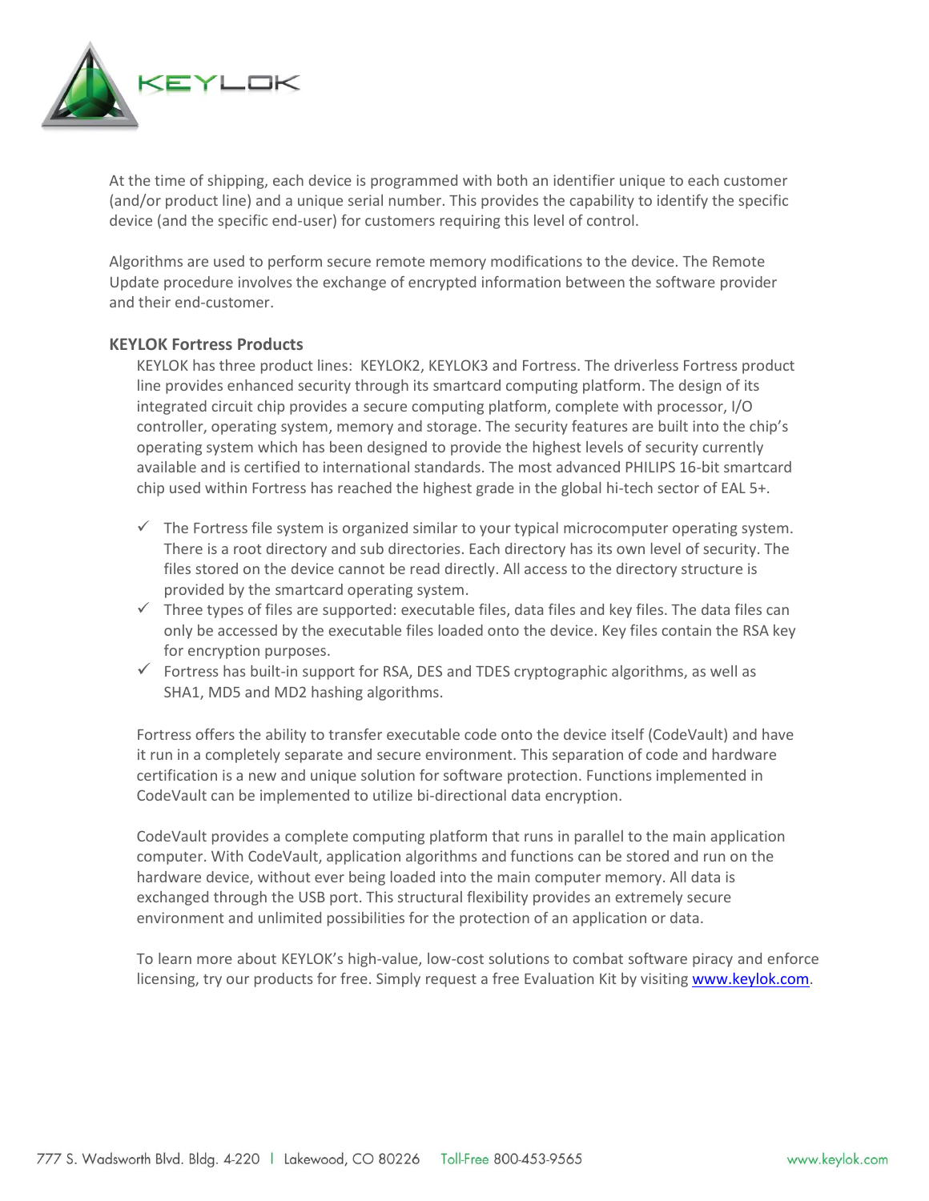At the time of shipping, each device is programmed with both an identifier unique to each customer (and/or product line) and a unique serial number. This provides the capability to identify the specific device (and the specific end-user) for customers requiring this level of control.

Algorithms are used to perform secure remote memory modifications to the device. The Remote Update procedure involves the exchange of encrypted information between the software provider and their end-customer.

**KEYLOK Fortress Products**

KEYLOK has three product lines: KEYLOK2, KEYLOK3 and Fortress. The driverless Fortress product line provides enhanced security through its smartcard computing platform. The design of its integrated circuit chip provides a secure computing platform, complete with processor, I/O controller, operating system, memory and storage. The security features are built into the chip's operating system which has been designed to provide the highest levels of security currently available and is certified to international standards. The most advanced PHILIPS 16-bit smartcard chip used within Fortress has reached the highest grade in the global hi-tech sector of EAL 5+.

- ✓ The Fortress file system is organized similar to your typical microcomputer operating system. There is a root directory and sub directories. Each directory has its own level of security. The files stored on the device cannot be read directly. All access to the directory structure is provided by the smartcard operating system.
- ✓ Three types of files are supported: executable files, data files and key files. The data files can only be accessed by the executable files loaded onto the device. Key files contain the RSA key for encryption purposes.
- ✓ Fortress has built-in support for RSA, DES and TDES cryptographic algorithms, as well as SHA1, MD5 and MD2 hashing algorithms.

Fortress offers the ability to transfer executable code onto the device itself (CodeVault) and have it run in a completely separate and secure environment. This separation of code and hardware certification is a new and unique solution for software protection. Functions implemented in CodeVault can be implemented to utilize bi-directional data encryption.

CodeVault provides a complete computing platform that runs in parallel to the main application computer. With CodeVault, application algorithms and functions can be stored and run on the hardware device, without ever being loaded into the main computer memory. All data is exchanged through the USB port. This structural flexibility provides an extremely secure environment and unlimited possibilities for the protection of an application or data.

To learn more about KEYLOK's high-value, low-cost solutions to combat software piracy and enforce licensing, try our products for free. Simply request a free Evaluation Kit by visiting [www.keylok.com](http://www.keylok.com).